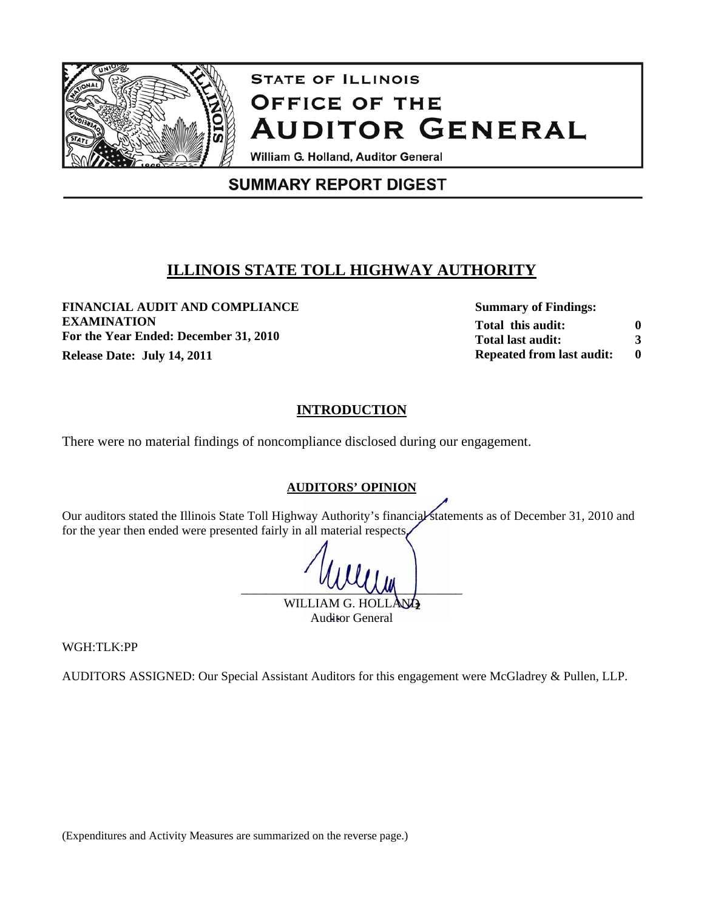# STATE OF ILLINOIS
# OFFICE OF THE AUDITOR GENERAL

William G. Holland, Auditor General

## SUMMARY REPORT DIGEST

## ILLINOIS STATE TOLL HIGHWAY AUTHORITY

**FINANCIAL AUDIT AND COMPLIANCE EXAMINATION**
**For the Year Ended: December 31, 2010**
**Release Date: July 14, 2011**

| **Summary of Findings:** | |
|---|---|
| **Total this audit:** | **0** |
| **Total last audit:** | **3** |
| **Repeated from last audit:** | **0** |

### INTRODUCTION

There were no material findings of noncompliance disclosed during our engagement.

### AUDITORS' OPINION

Our auditors stated the Illinois State Toll Highway Authority's financial statements as of December 31, 2010 and for the year then ended were presented fairly in all material respects.

WILLIAM G. HOLLAND
Auditor General

WGH:TLK:PP

AUDITORS ASSIGNED: Our Special Assistant Auditors for this engagement were McGladrey & Pullen, LLP.

(Expenditures and Activity Measures are summarized on the reverse page.)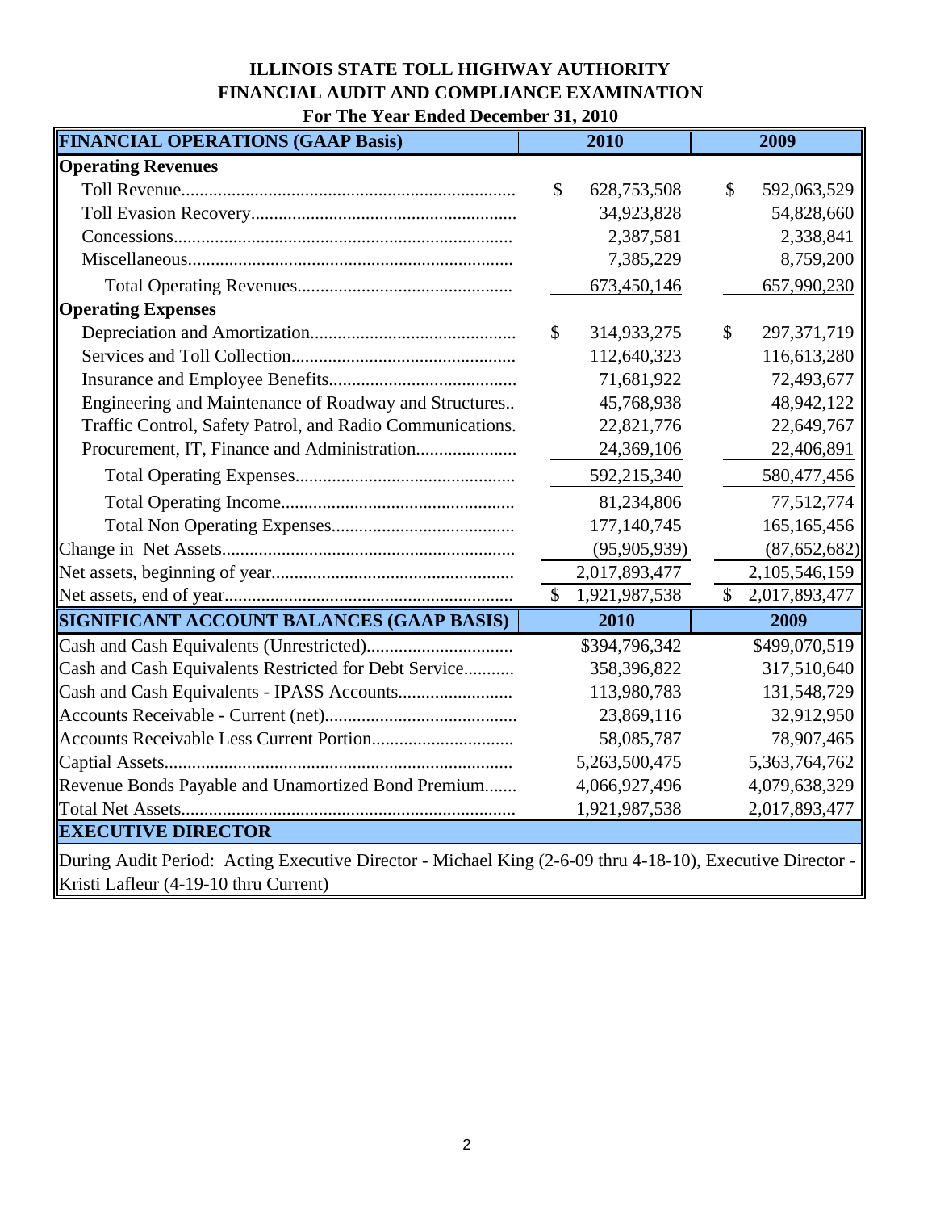## ILLINOIS STATE TOLL HIGHWAY AUTHORITY
## FINANCIAL AUDIT AND COMPLIANCE EXAMINATION
### For The Year Ended December 31, 2010

| FINANCIAL OPERATIONS (GAAP Basis) | 2010 | 2009 |
|---|---|---|
| **Operating Revenues** | | |
| Toll Revenue | $ 628,753,508 | $ 592,063,529 |
| Toll Evasion Recovery | 34,923,828 | 54,828,660 |
| Concessions | 2,387,581 | 2,338,841 |
| Miscellaneous | 7,385,229 | 8,759,200 |
| Total Operating Revenues | 673,450,146 | 657,990,230 |
| **Operating Expenses** | | |
| Depreciation and Amortization | $ 314,933,275 | $ 297,371,719 |
| Services and Toll Collection | 112,640,323 | 116,613,280 |
| Insurance and Employee Benefits | 71,681,922 | 72,493,677 |
| Engineering and Maintenance of Roadway and Structures | 45,768,938 | 48,942,122 |
| Traffic Control, Safety Patrol, and Radio Communications | 22,821,776 | 22,649,767 |
| Procurement, IT, Finance and Administration | 24,369,106 | 22,406,891 |
| Total Operating Expenses | 592,215,340 | 580,477,456 |
| Total Operating Income | 81,234,806 | 77,512,774 |
| Total Non Operating Expenses | 177,140,745 | 165,165,456 |
| Change in Net Assets | (95,905,939) | (87,652,682) |
| Net assets, beginning of year | 2,017,893,477 | 2,105,546,159 |
| Net assets, end of year | $ 1,921,987,538 | $ 2,017,893,477 |

| SIGNIFICANT ACCOUNT BALANCES (GAAP BASIS) | 2010 | 2009 |
|---|---|---|
| Cash and Cash Equivalents (Unrestricted) | $394,796,342 | $499,070,519 |
| Cash and Cash Equivalents Restricted for Debt Service | 358,396,822 | 317,510,640 |
| Cash and Cash Equivalents - IPASS Accounts | 113,980,783 | 131,548,729 |
| Accounts Receivable - Current (net) | 23,869,116 | 32,912,950 |
| Accounts Receivable Less Current Portion | 58,085,787 | 78,907,465 |
| Captial Assets | 5,263,500,475 | 5,363,764,762 |
| Revenue Bonds Payable and Unamortized Bond Premium | 4,066,927,496 | 4,079,638,329 |
| Total Net Assets | 1,921,987,538 | 2,017,893,477 |

**EXECUTIVE DIRECTOR**

During Audit Period: Acting Executive Director - Michael King (2-6-09 thru 4-18-10), Executive Director - Kristi Lafleur (4-19-10 thru Current)